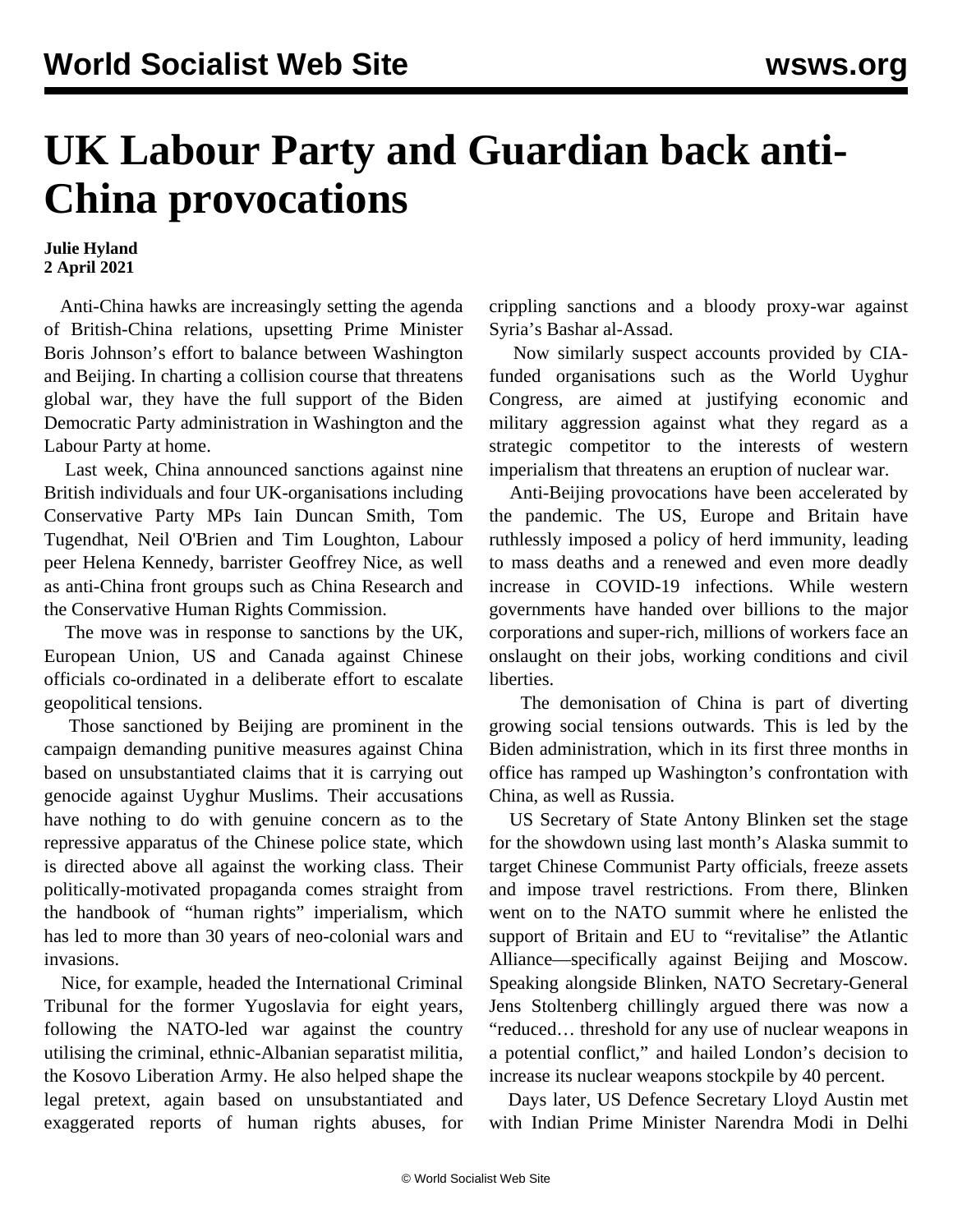# UK Labour Party and Guardian back anti-China provocations

**Julie Hyland**
**2 April 2021**

Anti-China hawks are increasingly setting the agenda of British-China relations, upsetting Prime Minister Boris Johnson's effort to balance between Washington and Beijing. In charting a collision course that threatens global war, they have the full support of the Biden Democratic Party administration in Washington and the Labour Party at home.

Last week, China announced sanctions against nine British individuals and four UK-organisations including Conservative Party MPs Iain Duncan Smith, Tom Tugendhat, Neil O'Brien and Tim Loughton, Labour peer Helena Kennedy, barrister Geoffrey Nice, as well as anti-China front groups such as China Research and the Conservative Human Rights Commission.

The move was in response to sanctions by the UK, European Union, US and Canada against Chinese officials co-ordinated in a deliberate effort to escalate geopolitical tensions.

Those sanctioned by Beijing are prominent in the campaign demanding punitive measures against China based on unsubstantiated claims that it is carrying out genocide against Uyghur Muslims. Their accusations have nothing to do with genuine concern as to the repressive apparatus of the Chinese police state, which is directed above all against the working class. Their politically-motivated propaganda comes straight from the handbook of "human rights" imperialism, which has led to more than 30 years of neo-colonial wars and invasions.

Nice, for example, headed the International Criminal Tribunal for the former Yugoslavia for eight years, following the NATO-led war against the country utilising the criminal, ethnic-Albanian separatist militia, the Kosovo Liberation Army. He also helped shape the legal pretext, again based on unsubstantiated and exaggerated reports of human rights abuses, for crippling sanctions and a bloody proxy-war against Syria's Bashar al-Assad.

Now similarly suspect accounts provided by CIA-funded organisations such as the World Uyghur Congress, are aimed at justifying economic and military aggression against what they regard as a strategic competitor to the interests of western imperialism that threatens an eruption of nuclear war.

Anti-Beijing provocations have been accelerated by the pandemic. The US, Europe and Britain have ruthlessly imposed a policy of herd immunity, leading to mass deaths and a renewed and even more deadly increase in COVID-19 infections. While western governments have handed over billions to the major corporations and super-rich, millions of workers face an onslaught on their jobs, working conditions and civil liberties.

The demonisation of China is part of diverting growing social tensions outwards. This is led by the Biden administration, which in its first three months in office has ramped up Washington's confrontation with China, as well as Russia.

US Secretary of State Antony Blinken set the stage for the showdown using last month's Alaska summit to target Chinese Communist Party officials, freeze assets and impose travel restrictions. From there, Blinken went on to the NATO summit where he enlisted the support of Britain and EU to "revitalise" the Atlantic Alliance—specifically against Beijing and Moscow. Speaking alongside Blinken, NATO Secretary-General Jens Stoltenberg chillingly argued there was now a "reduced… threshold for any use of nuclear weapons in a potential conflict," and hailed London's decision to increase its nuclear weapons stockpile by 40 percent.

Days later, US Defence Secretary Lloyd Austin met with Indian Prime Minister Narendra Modi in Delhi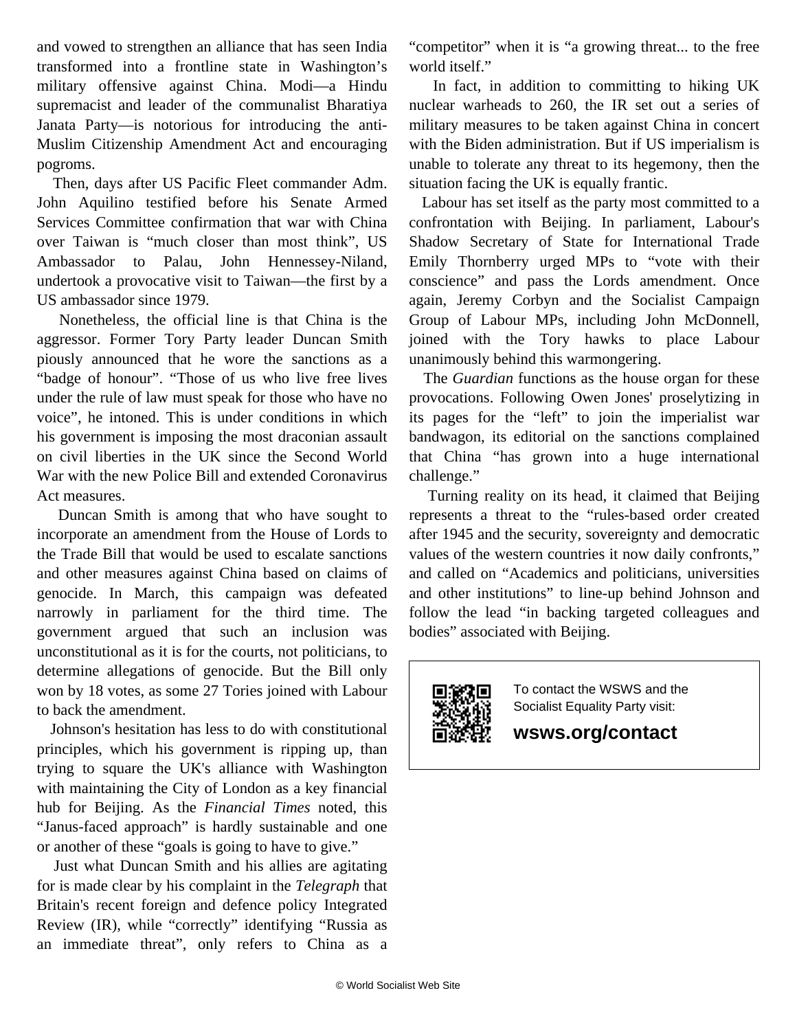and vowed to strengthen an alliance that has seen India transformed into a frontline state in Washington's military offensive against China. Modi—a Hindu supremacist and leader of the communalist Bharatiya Janata Party—is notorious for introducing the anti-Muslim Citizenship Amendment Act and encouraging pogroms.

Then, days after US Pacific Fleet commander Adm. John Aquilino testified before his Senate Armed Services Committee confirmation that war with China over Taiwan is "much closer than most think", US Ambassador to Palau, John Hennessey-Niland, undertook a provocative visit to Taiwan—the first by a US ambassador since 1979.

Nonetheless, the official line is that China is the aggressor. Former Tory Party leader Duncan Smith piously announced that he wore the sanctions as a "badge of honour". "Those of us who live free lives under the rule of law must speak for those who have no voice", he intoned. This is under conditions in which his government is imposing the most draconian assault on civil liberties in the UK since the Second World War with the new Police Bill and extended Coronavirus Act measures.

Duncan Smith is among that who have sought to incorporate an amendment from the House of Lords to the Trade Bill that would be used to escalate sanctions and other measures against China based on claims of genocide. In March, this campaign was defeated narrowly in parliament for the third time. The government argued that such an inclusion was unconstitutional as it is for the courts, not politicians, to determine allegations of genocide. But the Bill only won by 18 votes, as some 27 Tories joined with Labour to back the amendment.

Johnson's hesitation has less to do with constitutional principles, which his government is ripping up, than trying to square the UK's alliance with Washington with maintaining the City of London as a key financial hub for Beijing. As the *Financial Times* noted, this "Janus-faced approach" is hardly sustainable and one or another of these "goals is going to have to give."

Just what Duncan Smith and his allies are agitating for is made clear by his complaint in the *Telegraph* that Britain's recent foreign and defence policy Integrated Review (IR), while "correctly" identifying "Russia as an immediate threat", only refers to China as a "competitor" when it is "a growing threat... to the free world itself."

In fact, in addition to committing to hiking UK nuclear warheads to 260, the IR set out a series of military measures to be taken against China in concert with the Biden administration. But if US imperialism is unable to tolerate any threat to its hegemony, then the situation facing the UK is equally frantic.

Labour has set itself as the party most committed to a confrontation with Beijing. In parliament, Labour's Shadow Secretary of State for International Trade Emily Thornberry urged MPs to "vote with their conscience" and pass the Lords amendment. Once again, Jeremy Corbyn and the Socialist Campaign Group of Labour MPs, including John McDonnell, joined with the Tory hawks to place Labour unanimously behind this warmongering.

The *Guardian* functions as the house organ for these provocations. Following Owen Jones' proselytizing in its pages for the "left" to join the imperialist war bandwagon, its editorial on the sanctions complained that China "has grown into a huge international challenge."

Turning reality on its head, it claimed that Beijing represents a threat to the "rules-based order created after 1945 and the security, sovereignty and democratic values of the western countries it now daily confronts," and called on "Academics and politicians, universities and other institutions" to line-up behind Johnson and follow the lead "in backing targeted colleagues and bodies" associated with Beijing.

To contact the WSWS and the Socialist Equality Party visit:

**wsws.org/contact**